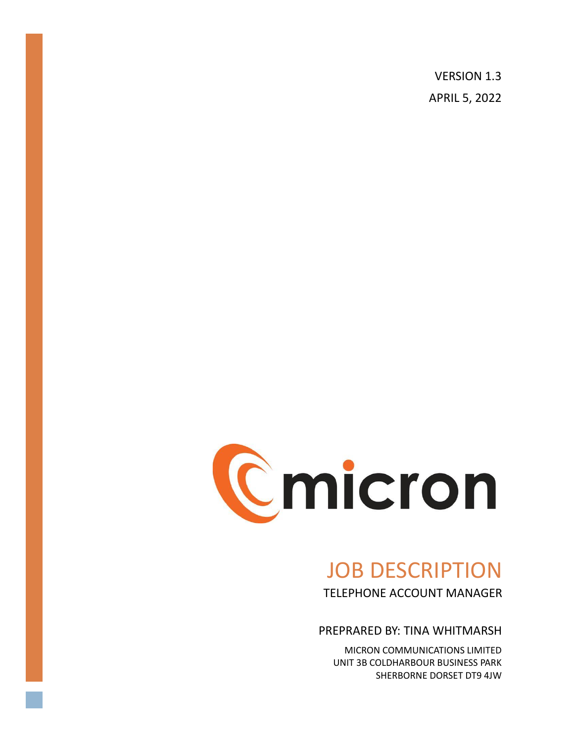VERSION 1.3

APRIL 5, 2022

micron

# JOB DESCRIPTION

TELEPHONE ACCOUNT MANAGER

PREPRARED BY: TINA WHITMARSH

MICRON COMMUNICATIONS LIMITED
UNIT 3B COLDHARBOUR BUSINESS PARK
SHERBORNE DORSET DT9 4JW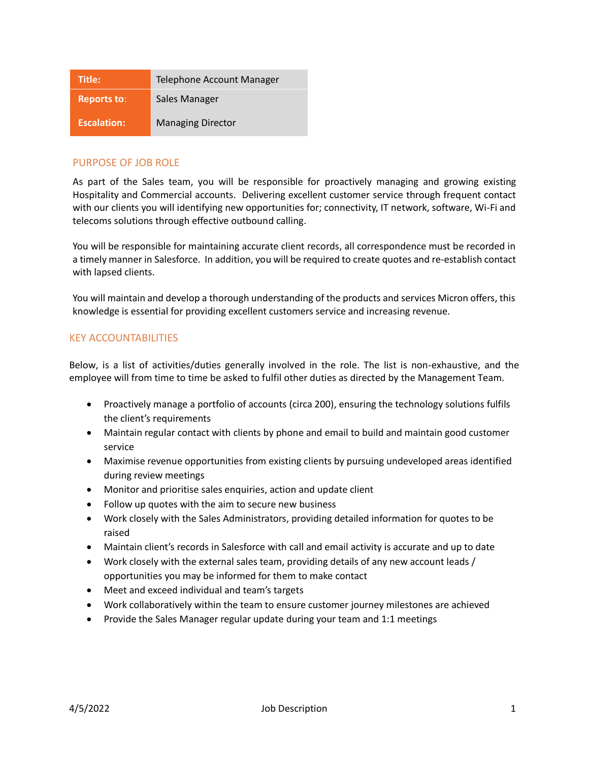| Title: | Telephone Account Manager |
| --- | --- |
| Reports to: | Sales Manager |
| Escalation: | Managing Director |

## PURPOSE OF JOB ROLE

As part of the Sales team, you will be responsible for proactively managing and growing existing Hospitality and Commercial accounts. Delivering excellent customer service through frequent contact with our clients you will identifying new opportunities for; connectivity, IT network, software, Wi-Fi and telecoms solutions through effective outbound calling.

You will be responsible for maintaining accurate client records, all correspondence must be recorded in a timely manner in Salesforce. In addition, you will be required to create quotes and re-establish contact with lapsed clients.

You will maintain and develop a thorough understanding of the products and services Micron offers, this knowledge is essential for providing excellent customers service and increasing revenue.

## KEY ACCOUNTABILITIES

Below, is a list of activities/duties generally involved in the role. The list is non-exhaustive, and the employee will from time to time be asked to fulfil other duties as directed by the Management Team.

- Proactively manage a portfolio of accounts (circa 200), ensuring the technology solutions fulfils the client's requirements
- Maintain regular contact with clients by phone and email to build and maintain good customer service
- Maximise revenue opportunities from existing clients by pursuing undeveloped areas identified during review meetings
- Monitor and prioritise sales enquiries, action and update client
- Follow up quotes with the aim to secure new business
- Work closely with the Sales Administrators, providing detailed information for quotes to be raised
- Maintain client's records in Salesforce with call and email activity is accurate and up to date
- Work closely with the external sales team, providing details of any new account leads / opportunities you may be informed for them to make contact
- Meet and exceed individual and team's targets
- Work collaboratively within the team to ensure customer journey milestones are achieved
- Provide the Sales Manager regular update during your team and 1:1 meetings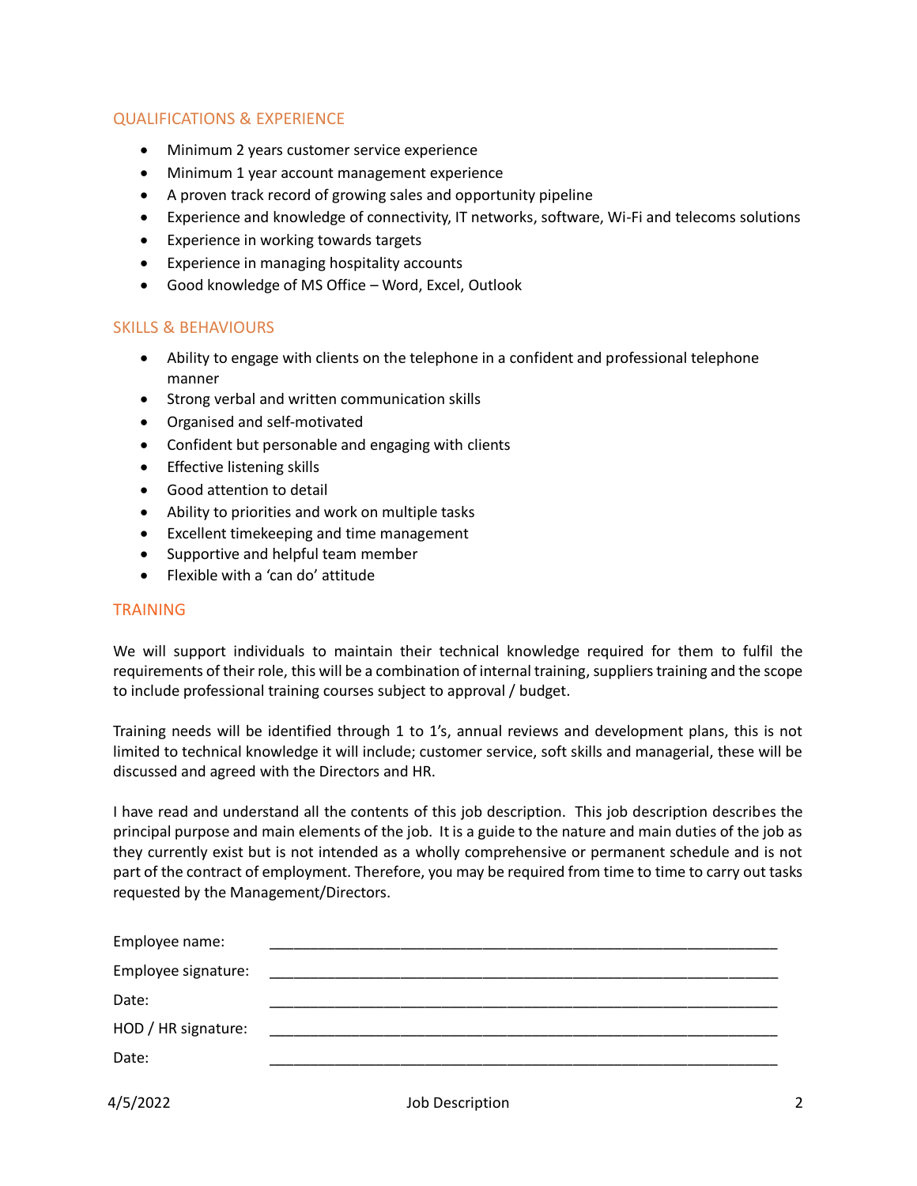## QUALIFICATIONS & EXPERIENCE

- Minimum 2 years customer service experience
- Minimum 1 year account management experience
- A proven track record of growing sales and opportunity pipeline
- Experience and knowledge of connectivity, IT networks, software, Wi-Fi and telecoms solutions
- Experience in working towards targets
- Experience in managing hospitality accounts
- Good knowledge of MS Office – Word, Excel, Outlook

## SKILLS & BEHAVIOURS

- Ability to engage with clients on the telephone in a confident and professional telephone manner
- Strong verbal and written communication skills
- Organised and self-motivated
- Confident but personable and engaging with clients
- Effective listening skills
- Good attention to detail
- Ability to priorities and work on multiple tasks
- Excellent timekeeping and time management
- Supportive and helpful team member
- Flexible with a 'can do' attitude

## TRAINING

We will support individuals to maintain their technical knowledge required for them to fulfil the requirements of their role, this will be a combination of internal training, suppliers training and the scope to include professional training courses subject to approval / budget.

Training needs will be identified through 1 to 1's, annual reviews and development plans, this is not limited to technical knowledge it will include; customer service, soft skills and managerial, these will be discussed and agreed with the Directors and HR.

I have read and understand all the contents of this job description. This job description describes the principal purpose and main elements of the job. It is a guide to the nature and main duties of the job as they currently exist but is not intended as a wholly comprehensive or permanent schedule and is not part of the contract of employment. Therefore, you may be required from time to time to carry out tasks requested by the Management/Directors.

Employee name: ________________________________________________________________

Employee signature: ________________________________________________________________

Date: ________________________________________________________________

HOD / HR signature: ________________________________________________________________

Date: ________________________________________________________________